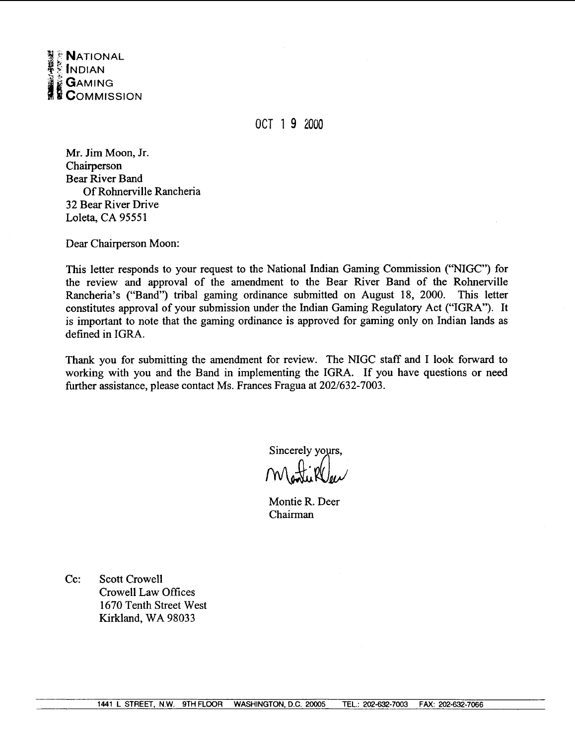NATIONAL
INDIAN
GAMING
COMMISSION

OCT 1 9 2000

Mr. Jim Moon, Jr.
Chairperson
Bear River Band
Of Rohnerville Rancheria
32 Bear River Drive
Loleta, CA 95551

Dear Chairperson Moon:

This letter responds to your request to the National Indian Gaming Commission ("NIGC") for the review and approval of the amendment to the Bear River Band of the Rohnerville Rancheria's ("Band") tribal gaming ordinance submitted on August 18, 2000. This letter constitutes approval of your submission under the Indian Gaming Regulatory Act ("IGRA"). It is important to note that the gaming ordinance is approved for gaming only on Indian lands as defined in IGRA.

Thank you for submitting the amendment for review. The NIGC staff and I look forward to working with you and the Band in implementing the IGRA. If you have questions or need further assistance, please contact Ms. Frances Fragua at 202/632-7003.

Sincerely yours,

Montie R. Deer
Chairman

Cc: Scott Crowell
Crowell Law Offices
1670 Tenth Street West
Kirkland, WA 98033

1441 L STREET, N.W. 9TH FLOOR WASHINGTON, D.C. 20005 TEL.: 202-632-7003 FAX: 202-632-7066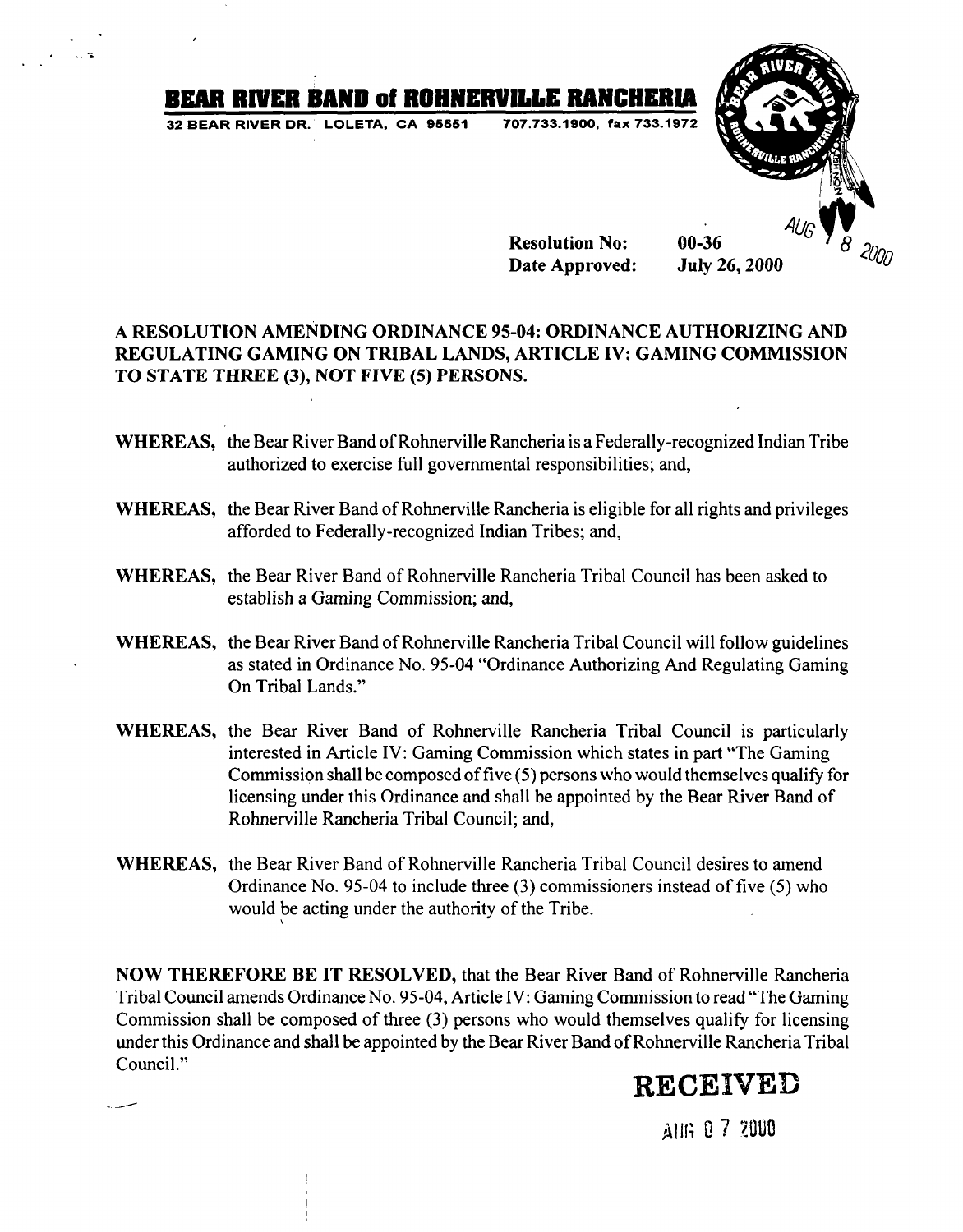# BEAR RIVER BAND of ROHNERVILLE RANCHERIA

32 BEAR RIVER DR. LOLETA, CA 95551 707.733.1900, fax 733.1972

AUG 8 2000

**Resolution No:** 00-36

**Date Approved:** July 26, 2000

**A RESOLUTION AMENDING ORDINANCE 95-04: ORDINANCE AUTHORIZING AND REGULATING GAMING ON TRIBAL LANDS, ARTICLE IV: GAMING COMMISSION TO STATE THREE (3), NOT FIVE (5) PERSONS.**

**WHEREAS,** the Bear River Band of Rohnerville Rancheria is a Federally-recognized Indian Tribe authorized to exercise full governmental responsibilities; and,

**WHEREAS,** the Bear River Band of Rohnerville Rancheria is eligible for all rights and privileges afforded to Federally-recognized Indian Tribes; and,

**WHEREAS,** the Bear River Band of Rohnerville Rancheria Tribal Council has been asked to establish a Gaming Commission; and,

**WHEREAS,** the Bear River Band of Rohnerville Rancheria Tribal Council will follow guidelines as stated in Ordinance No. 95-04 "Ordinance Authorizing And Regulating Gaming On Tribal Lands."

**WHEREAS,** the Bear River Band of Rohnerville Rancheria Tribal Council is particularly interested in Article IV: Gaming Commission which states in part "The Gaming Commission shall be composed of five (5) persons who would themselves qualify for licensing under this Ordinance and shall be appointed by the Bear River Band of Rohnerville Rancheria Tribal Council; and,

**WHEREAS,** the Bear River Band of Rohnerville Rancheria Tribal Council desires to amend Ordinance No. 95-04 to include three (3) commissioners instead of five (5) who would be acting under the authority of the Tribe.

**NOW THEREFORE BE IT RESOLVED,** that the Bear River Band of Rohnerville Rancheria Tribal Council amends Ordinance No. 95-04, Article IV: Gaming Commission to read "The Gaming Commission shall be composed of three (3) persons who would themselves qualify for licensing under this Ordinance and shall be appointed by the Bear River Band of Rohnerville Rancheria Tribal Council."

**RECEIVED**

AUG 0 7 2000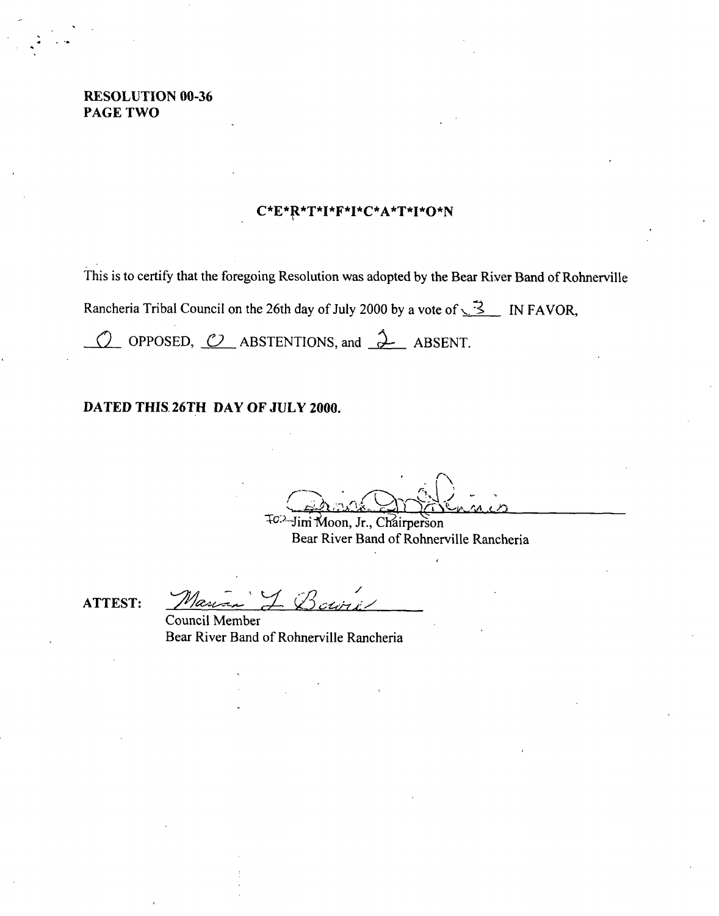**RESOLUTION 00-36**
**PAGE TWO**

## C*E*R*T*I*F*I*C*A*T*I*O*N

This is to certify that the foregoing Resolution was adopted by the Bear River Band of Rohnerville Rancheria Tribal Council on the 26th day of July 2000 by a vote of 3 IN FAVOR, 0 OPPOSED, 0 ABSTENTIONS, and 2 ABSENT.

**DATED THIS 26TH DAY OF JULY 2000.**

FOR Jim Moon, Jr., Chairperson
Bear River Band of Rohnerville Rancheria

**ATTEST:**

Council Member
Bear River Band of Rohnerville Rancheria